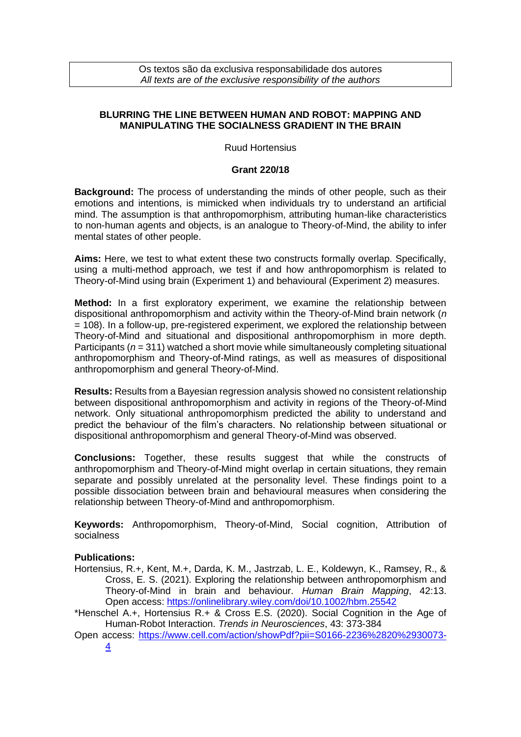Os textos são da exclusiva responsabilidade dos autores
*All texts are of the exclusive responsibility of the authors*

# BLURRING THE LINE BETWEEN HUMAN AND ROBOT: MAPPING AND MANIPULATING THE SOCIALNESS GRADIENT IN THE BRAIN

Ruud Hortensius

**Grant 220/18**

**Background:** The process of understanding the minds of other people, such as their emotions and intentions, is mimicked when individuals try to understand an artificial mind. The assumption is that anthropomorphism, attributing human-like characteristics to non-human agents and objects, is an analogue to Theory-of-Mind, the ability to infer mental states of other people.

**Aims:** Here, we test to what extent these two constructs formally overlap. Specifically, using a multi-method approach, we test if and how anthropomorphism is related to Theory-of-Mind using brain (Experiment 1) and behavioural (Experiment 2) measures.

**Method:** In a first exploratory experiment, we examine the relationship between dispositional anthropomorphism and activity within the Theory-of-Mind brain network ($n$ = 108). In a follow-up, pre-registered experiment, we explored the relationship between Theory-of-Mind and situational and dispositional anthropomorphism in more depth. Participants ($n$ = 311) watched a short movie while simultaneously completing situational anthropomorphism and Theory-of-Mind ratings, as well as measures of dispositional anthropomorphism and general Theory-of-Mind.

**Results:** Results from a Bayesian regression analysis showed no consistent relationship between dispositional anthropomorphism and activity in regions of the Theory-of-Mind network. Only situational anthropomorphism predicted the ability to understand and predict the behaviour of the film's characters. No relationship between situational or dispositional anthropomorphism and general Theory-of-Mind was observed.

**Conclusions:** Together, these results suggest that while the constructs of anthropomorphism and Theory-of-Mind might overlap in certain situations, they remain separate and possibly unrelated at the personality level. These findings point to a possible dissociation between brain and behavioural measures when considering the relationship between Theory-of-Mind and anthropomorphism.

**Keywords:** Anthropomorphism, Theory-of-Mind, Social cognition, Attribution of socialness

**Publications:**

Hortensius, R.+, Kent, M.+, Darda, K. M., Jastrzab, L. E., Koldewyn, K., Ramsey, R., & Cross, E. S. (2021). Exploring the relationship between anthropomorphism and Theory-of-Mind in brain and behaviour. *Human Brain Mapping*, 42:13. Open access: https://onlinelibrary.wiley.com/doi/10.1002/hbm.25542

*Henschel A.+, Hortensius R.+ & Cross E.S. (2020). Social Cognition in the Age of Human-Robot Interaction. *Trends in Neurosciences*, 43: 373-384

Open access: https://www.cell.com/action/showPdf?pii=S0166-2236%2820%2930073-4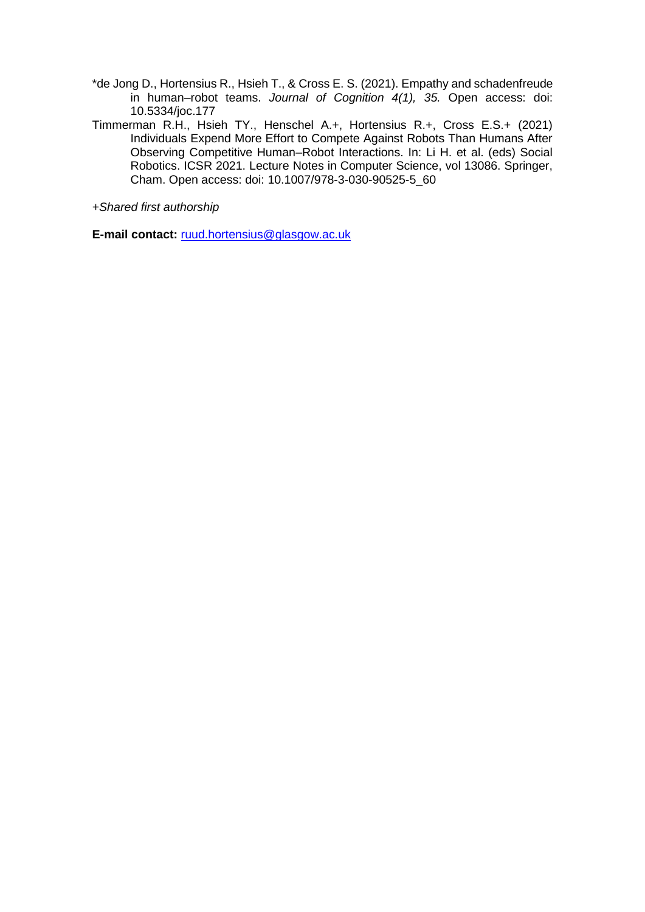*de Jong D., Hortensius R., Hsieh T., & Cross E. S. (2021). Empathy and schadenfreude in human–robot teams. *Journal of Cognition 4(1), 35.* Open access: doi: 10.5334/joc.177

Timmerman R.H., Hsieh TY., Henschel A.+, Hortensius R.+, Cross E.S.+ (2021) Individuals Expend More Effort to Compete Against Robots Than Humans After Observing Competitive Human–Robot Interactions. In: Li H. et al. (eds) Social Robotics. ICSR 2021. Lecture Notes in Computer Science, vol 13086. Springer, Cham. Open access: doi: 10.1007/978-3-030-90525-5_60

+*Shared first authorship*

**E-mail contact:** ruud.hortensius@glasgow.ac.uk